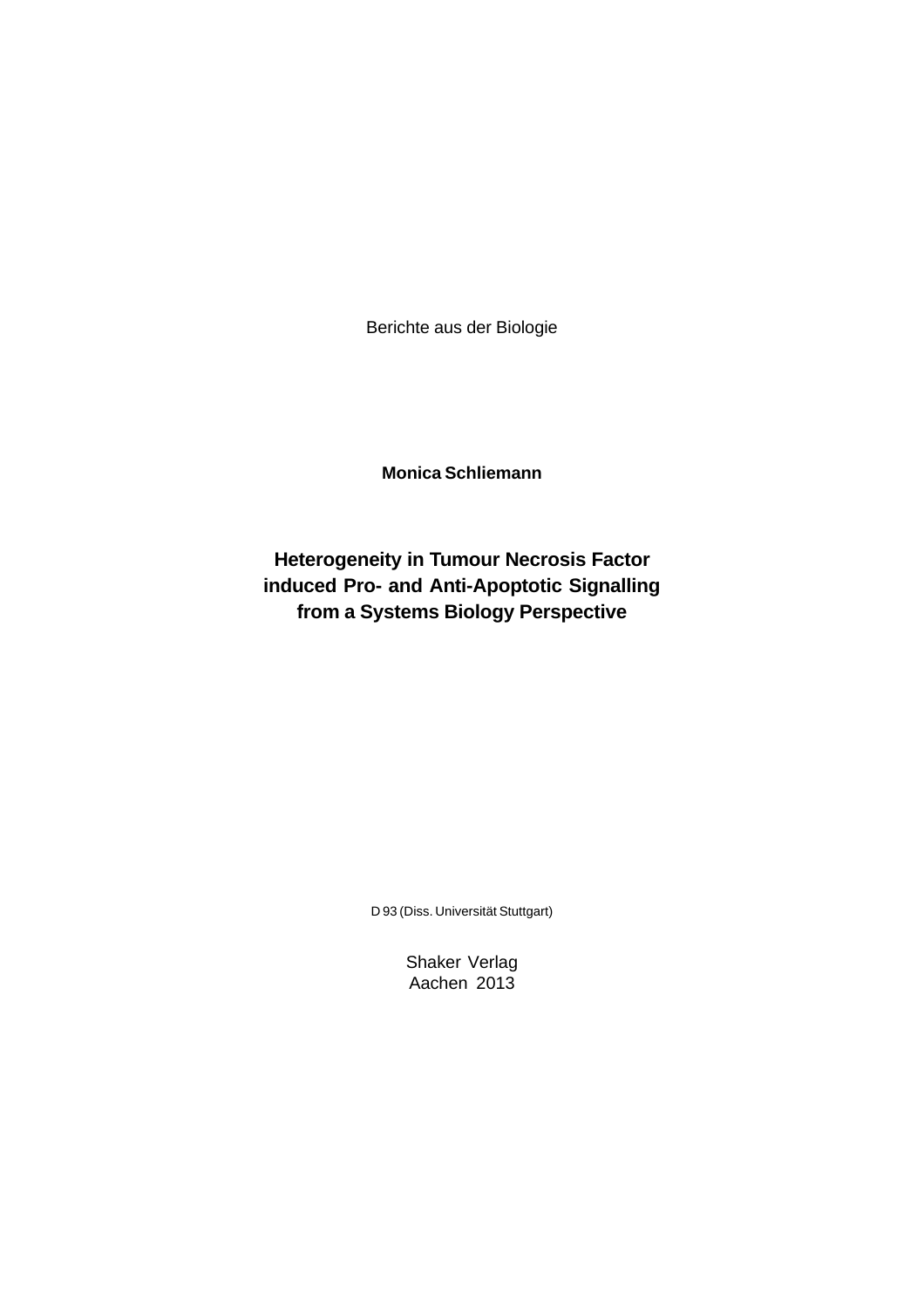Berichte aus der Biologie

**Monica Schliemann**

# Heterogeneity in Tumour Necrosis Factor induced Pro- and Anti-Apoptotic Signalling from a Systems Biology Perspective

D 93 (Diss. Universität Stuttgart)

Shaker Verlag
Aachen 2013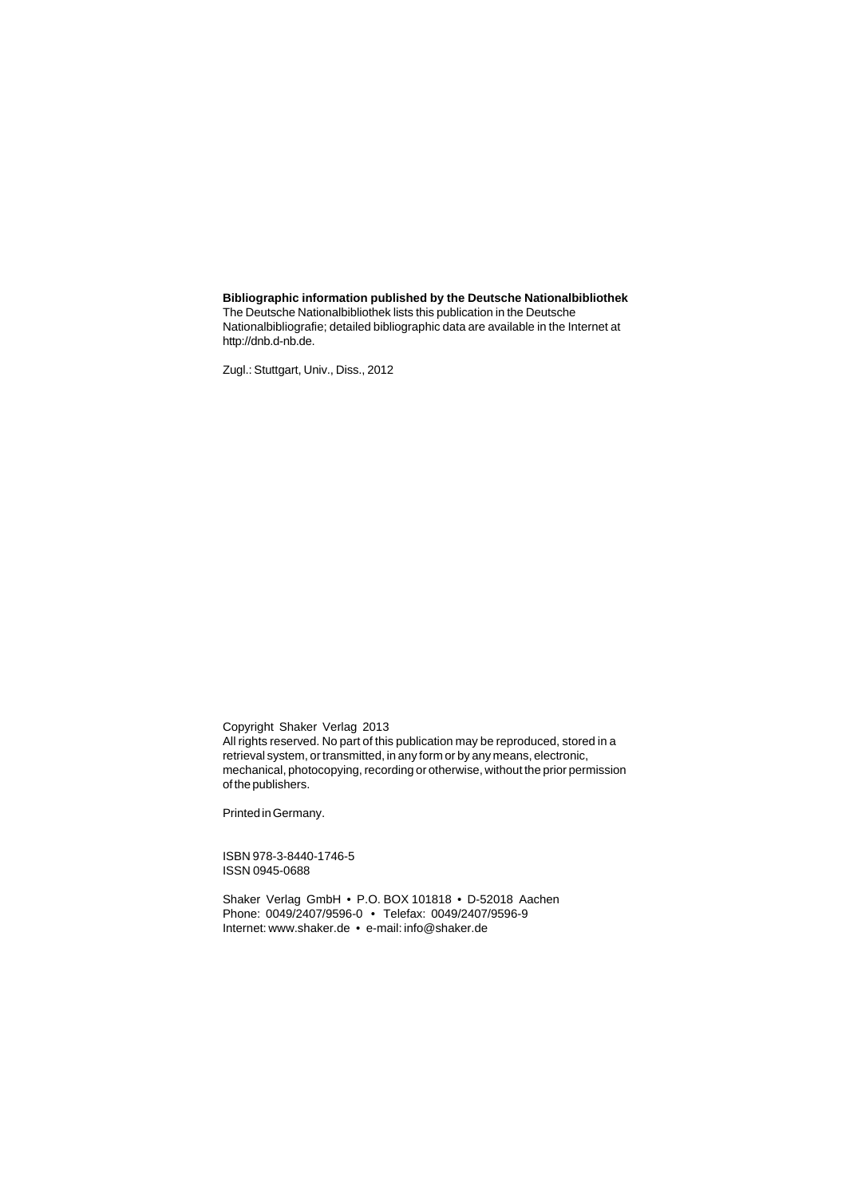**Bibliographic information published by the Deutsche Nationalbibliothek**
The Deutsche Nationalbibliothek lists this publication in the Deutsche Nationalbibliografie; detailed bibliographic data are available in the Internet at http://dnb.d-nb.de.

Zugl.: Stuttgart, Univ., Diss., 2012

Copyright Shaker Verlag 2013
All rights reserved. No part of this publication may be reproduced, stored in a retrieval system, or transmitted, in any form or by any means, electronic, mechanical, photocopying, recording or otherwise, without the prior permission of the publishers.

Printed in Germany.

ISBN 978-3-8440-1746-5
ISSN 0945-0688

Shaker Verlag GmbH • P.O. BOX 101818 • D-52018 Aachen
Phone: 0049/2407/9596-0 • Telefax: 0049/2407/9596-9
Internet: www.shaker.de • e-mail: info@shaker.de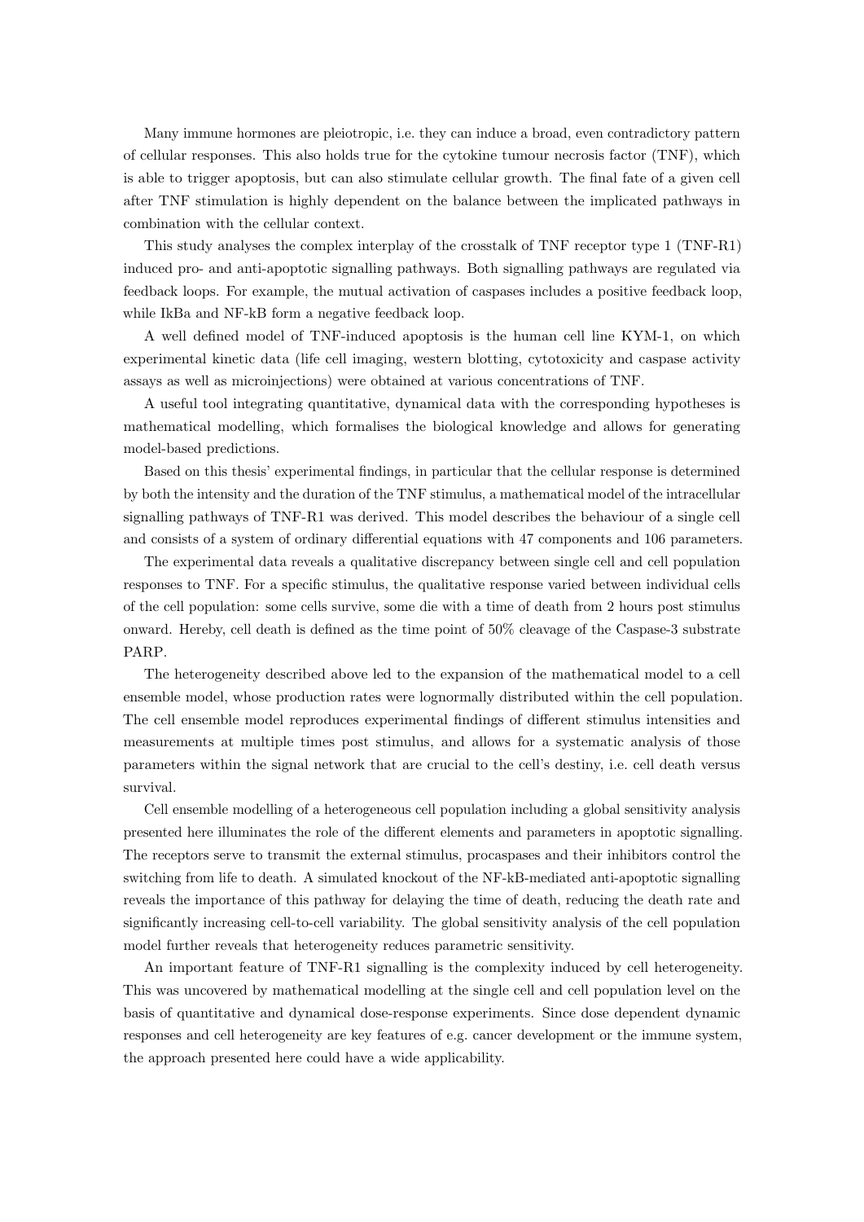Many immune hormones are pleiotropic, i.e. they can induce a broad, even contradictory pattern of cellular responses. This also holds true for the cytokine tumour necrosis factor (TNF), which is able to trigger apoptosis, but can also stimulate cellular growth. The final fate of a given cell after TNF stimulation is highly dependent on the balance between the implicated pathways in combination with the cellular context.

This study analyses the complex interplay of the crosstalk of TNF receptor type 1 (TNF-R1) induced pro- and anti-apoptotic signalling pathways. Both signalling pathways are regulated via feedback loops. For example, the mutual activation of caspases includes a positive feedback loop, while IkBa and NF-kB form a negative feedback loop.

A well defined model of TNF-induced apoptosis is the human cell line KYM-1, on which experimental kinetic data (life cell imaging, western blotting, cytotoxicity and caspase activity assays as well as microinjections) were obtained at various concentrations of TNF.

A useful tool integrating quantitative, dynamical data with the corresponding hypotheses is mathematical modelling, which formalises the biological knowledge and allows for generating model-based predictions.

Based on this thesis' experimental findings, in particular that the cellular response is determined by both the intensity and the duration of the TNF stimulus, a mathematical model of the intracellular signalling pathways of TNF-R1 was derived. This model describes the behaviour of a single cell and consists of a system of ordinary differential equations with 47 components and 106 parameters.

The experimental data reveals a qualitative discrepancy between single cell and cell population responses to TNF. For a specific stimulus, the qualitative response varied between individual cells of the cell population: some cells survive, some die with a time of death from 2 hours post stimulus onward. Hereby, cell death is defined as the time point of 50% cleavage of the Caspase-3 substrate PARP.

The heterogeneity described above led to the expansion of the mathematical model to a cell ensemble model, whose production rates were lognormally distributed within the cell population. The cell ensemble model reproduces experimental findings of different stimulus intensities and measurements at multiple times post stimulus, and allows for a systematic analysis of those parameters within the signal network that are crucial to the cell's destiny, i.e. cell death versus survival.

Cell ensemble modelling of a heterogeneous cell population including a global sensitivity analysis presented here illuminates the role of the different elements and parameters in apoptotic signalling. The receptors serve to transmit the external stimulus, procaspases and their inhibitors control the switching from life to death. A simulated knockout of the NF-kB-mediated anti-apoptotic signalling reveals the importance of this pathway for delaying the time of death, reducing the death rate and significantly increasing cell-to-cell variability. The global sensitivity analysis of the cell population model further reveals that heterogeneity reduces parametric sensitivity.

An important feature of TNF-R1 signalling is the complexity induced by cell heterogeneity. This was uncovered by mathematical modelling at the single cell and cell population level on the basis of quantitative and dynamical dose-response experiments. Since dose dependent dynamic responses and cell heterogeneity are key features of e.g. cancer development or the immune system, the approach presented here could have a wide applicability.